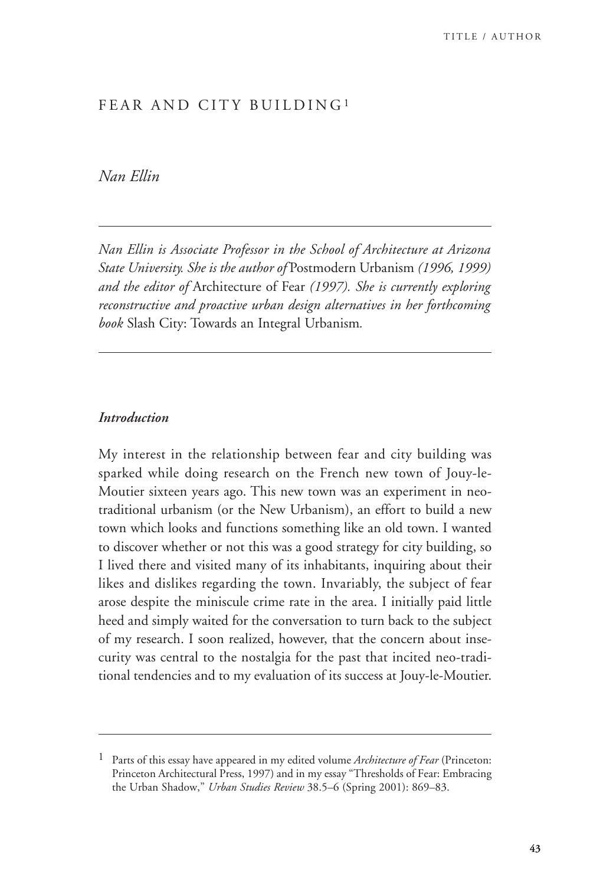# FEAR AND CITY BUILDING[1]

*Nan Ellin*

---

*Nan Ellin is Associate Professor in the School of Architecture at Arizona State University. She is the author of* Postmodern Urbanism *(1996, 1999) and the editor of* Architecture of Fear *(1997). She is currently exploring reconstructive and proactive urban design alternatives in her forthcoming book* Slash City: Towards an Integral Urbanism*.*

---

### *Introduction*

My interest in the relationship between fear and city building was sparked while doing research on the French new town of Jouy-le-Moutier sixteen years ago. This new town was an experiment in neo-traditional urbanism (or the New Urbanism), an effort to build a new town which looks and functions something like an old town. I wanted to discover whether or not this was a good strategy for city building, so I lived there and visited many of its inhabitants, inquiring about their likes and dislikes regarding the town. Invariably, the subject of fear arose despite the miniscule crime rate in the area. I initially paid little heed and simply waited for the conversation to turn back to the subject of my research. I soon realized, however, that the concern about insecurity was central to the nostalgia for the past that incited neo-traditional tendencies and to my evaluation of its success at Jouy-le-Moutier.

---

[1] Parts of this essay have appeared in my edited volume *Architecture of Fear* (Princeton: Princeton Architectural Press, 1997) and in my essay "Thresholds of Fear: Embracing the Urban Shadow," *Urban Studies Review* 38.5–6 (Spring 2001): 869–83.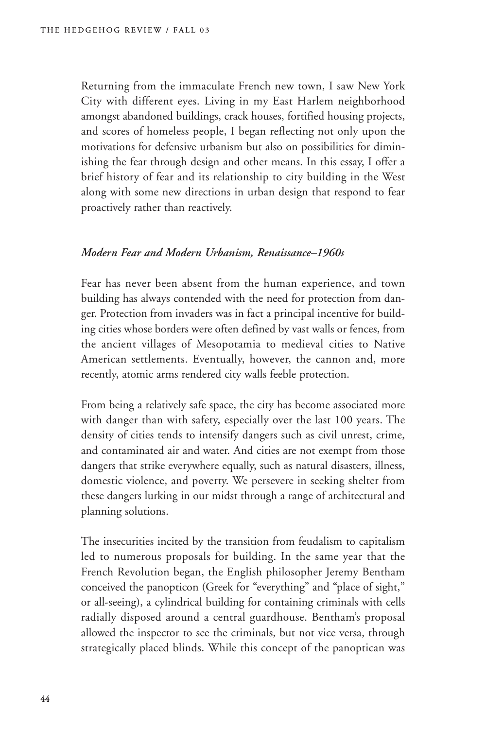Returning from the immaculate French new town, I saw New York City with different eyes. Living in my East Harlem neighborhood amongst abandoned buildings, crack houses, fortified housing projects, and scores of homeless people, I began reflecting not only upon the motivations for defensive urbanism but also on possibilities for diminishing the fear through design and other means. In this essay, I offer a brief history of fear and its relationship to city building in the West along with some new directions in urban design that respond to fear proactively rather than reactively.

### *Modern Fear and Modern Urbanism, Renaissance–1960s*

Fear has never been absent from the human experience, and town building has always contended with the need for protection from danger. Protection from invaders was in fact a principal incentive for building cities whose borders were often defined by vast walls or fences, from the ancient villages of Mesopotamia to medieval cities to Native American settlements. Eventually, however, the cannon and, more recently, atomic arms rendered city walls feeble protection.

From being a relatively safe space, the city has become associated more with danger than with safety, especially over the last 100 years. The density of cities tends to intensify dangers such as civil unrest, crime, and contaminated air and water. And cities are not exempt from those dangers that strike everywhere equally, such as natural disasters, illness, domestic violence, and poverty. We persevere in seeking shelter from these dangers lurking in our midst through a range of architectural and planning solutions.

The insecurities incited by the transition from feudalism to capitalism led to numerous proposals for building. In the same year that the French Revolution began, the English philosopher Jeremy Bentham conceived the panopticon (Greek for "everything" and "place of sight," or all-seeing), a cylindrical building for containing criminals with cells radially disposed around a central guardhouse. Bentham's proposal allowed the inspector to see the criminals, but not vice versa, through strategically placed blinds. While this concept of the panoptican was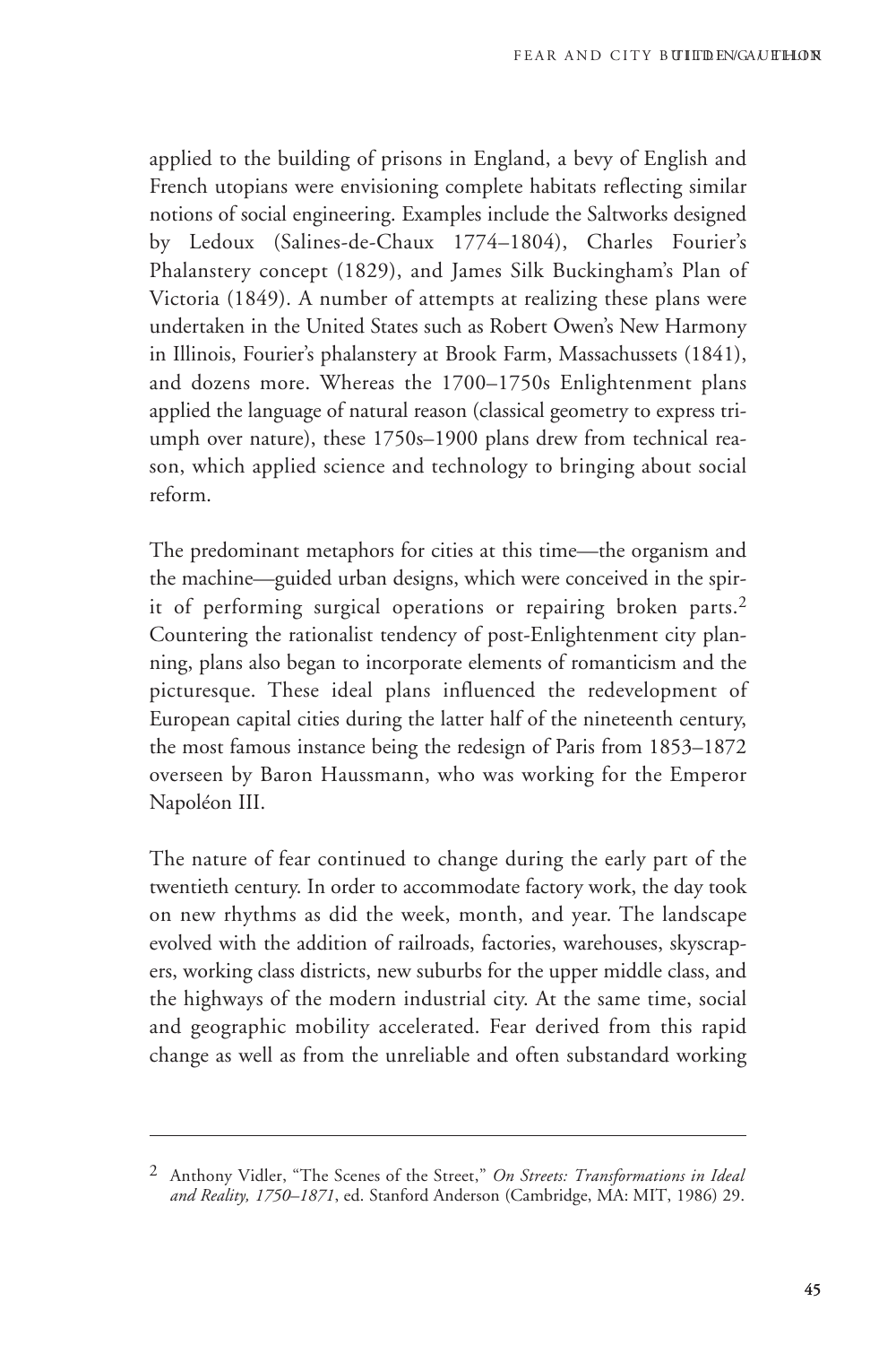applied to the building of prisons in England, a bevy of English and French utopians were envisioning complete habitats reflecting similar notions of social engineering. Examples include the Saltworks designed by Ledoux (Salines-de-Chaux 1774–1804), Charles Fourier's Phalanstery concept (1829), and James Silk Buckingham's Plan of Victoria (1849). A number of attempts at realizing these plans were undertaken in the United States such as Robert Owen's New Harmony in Illinois, Fourier's phalanstery at Brook Farm, Massachussets (1841), and dozens more. Whereas the 1700–1750s Enlightenment plans applied the language of natural reason (classical geometry to express triumph over nature), these 1750s–1900 plans drew from technical reason, which applied science and technology to bringing about social reform.

The predominant metaphors for cities at this time—the organism and the machine—guided urban designs, which were conceived in the spirit of performing surgical operations or repairing broken parts.[2] Countering the rationalist tendency of post-Enlightenment city planning, plans also began to incorporate elements of romanticism and the picturesque. These ideal plans influenced the redevelopment of European capital cities during the latter half of the nineteenth century, the most famous instance being the redesign of Paris from 1853–1872 overseen by Baron Haussmann, who was working for the Emperor Napoléon III.

The nature of fear continued to change during the early part of the twentieth century. In order to accommodate factory work, the day took on new rhythms as did the week, month, and year. The landscape evolved with the addition of railroads, factories, warehouses, skyscrapers, working class districts, new suburbs for the upper middle class, and the highways of the modern industrial city. At the same time, social and geographic mobility accelerated. Fear derived from this rapid change as well as from the unreliable and often substandard working

---

[2] Anthony Vidler, "The Scenes of the Street," *On Streets: Transformations in Ideal and Reality, 1750–1871*, ed. Stanford Anderson (Cambridge, MA: MIT, 1986) 29.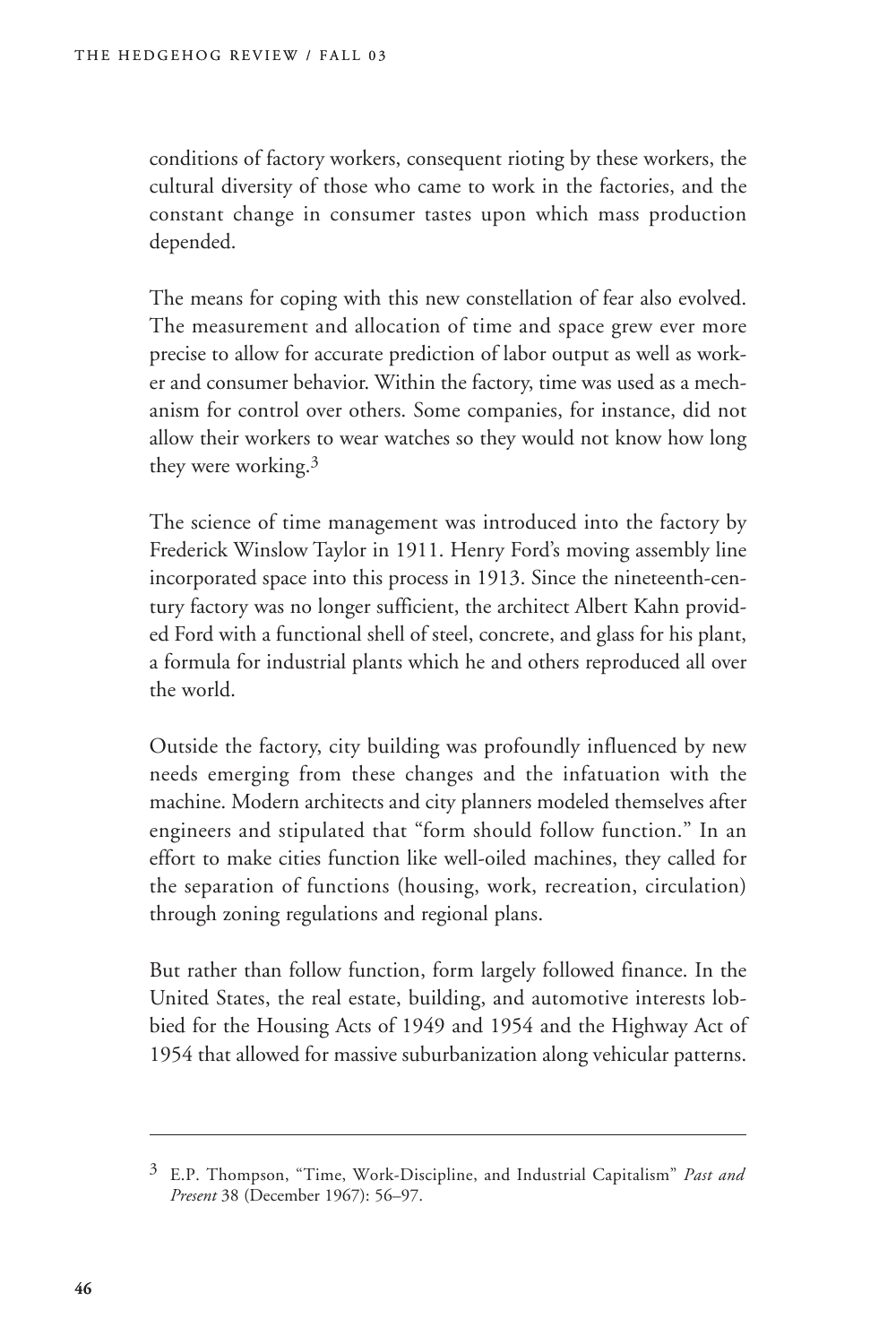conditions of factory workers, consequent rioting by these workers, the cultural diversity of those who came to work in the factories, and the constant change in consumer tastes upon which mass production depended.

The means for coping with this new constellation of fear also evolved. The measurement and allocation of time and space grew ever more precise to allow for accurate prediction of labor output as well as worker and consumer behavior. Within the factory, time was used as a mechanism for control over others. Some companies, for instance, did not allow their workers to wear watches so they would not know how long they were working.[3]

The science of time management was introduced into the factory by Frederick Winslow Taylor in 1911. Henry Ford's moving assembly line incorporated space into this process in 1913. Since the nineteenth-century factory was no longer sufficient, the architect Albert Kahn provided Ford with a functional shell of steel, concrete, and glass for his plant, a formula for industrial plants which he and others reproduced all over the world.

Outside the factory, city building was profoundly influenced by new needs emerging from these changes and the infatuation with the machine. Modern architects and city planners modeled themselves after engineers and stipulated that "form should follow function." In an effort to make cities function like well-oiled machines, they called for the separation of functions (housing, work, recreation, circulation) through zoning regulations and regional plans.

But rather than follow function, form largely followed finance. In the United States, the real estate, building, and automotive interests lobbied for the Housing Acts of 1949 and 1954 and the Highway Act of 1954 that allowed for massive suburbanization along vehicular patterns.

---

[3] E.P. Thompson, "Time, Work-Discipline, and Industrial Capitalism" *Past and Present* 38 (December 1967): 56–97.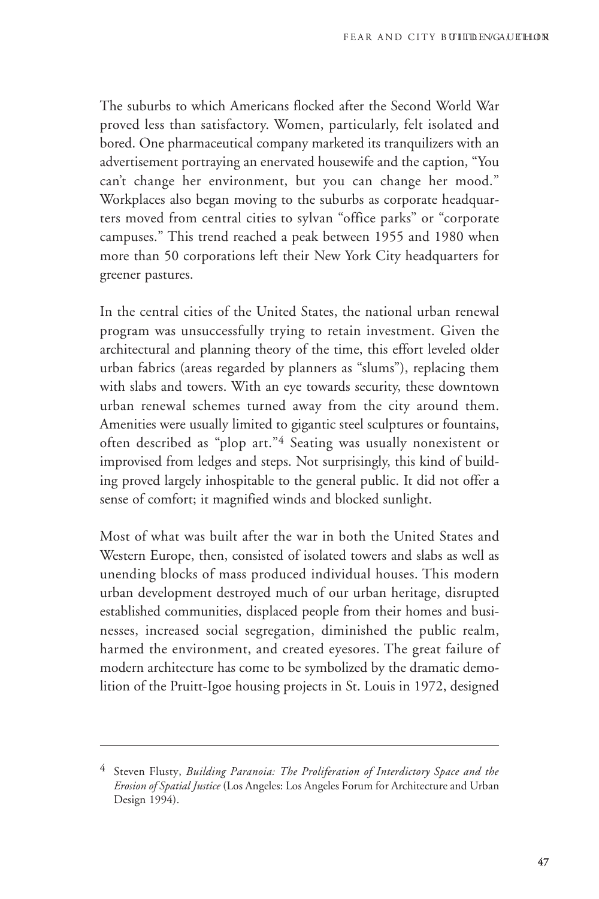The suburbs to which Americans flocked after the Second World War proved less than satisfactory. Women, particularly, felt isolated and bored. One pharmaceutical company marketed its tranquilizers with an advertisement portraying an enervated housewife and the caption, "You can't change her environment, but you can change her mood." Workplaces also began moving to the suburbs as corporate headquarters moved from central cities to sylvan "office parks" or "corporate campuses." This trend reached a peak between 1955 and 1980 when more than 50 corporations left their New York City headquarters for greener pastures.

In the central cities of the United States, the national urban renewal program was unsuccessfully trying to retain investment. Given the architectural and planning theory of the time, this effort leveled older urban fabrics (areas regarded by planners as "slums"), replacing them with slabs and towers. With an eye towards security, these downtown urban renewal schemes turned away from the city around them. Amenities were usually limited to gigantic steel sculptures or fountains, often described as "plop art."[4] Seating was usually nonexistent or improvised from ledges and steps. Not surprisingly, this kind of building proved largely inhospitable to the general public. It did not offer a sense of comfort; it magnified winds and blocked sunlight.

Most of what was built after the war in both the United States and Western Europe, then, consisted of isolated towers and slabs as well as unending blocks of mass produced individual houses. This modern urban development destroyed much of our urban heritage, disrupted established communities, displaced people from their homes and businesses, increased social segregation, diminished the public realm, harmed the environment, and created eyesores. The great failure of modern architecture has come to be symbolized by the dramatic demolition of the Pruitt-Igoe housing projects in St. Louis in 1972, designed

---

[4] Steven Flusty, *Building Paranoia: The Proliferation of Interdictory Space and the Erosion of Spatial Justice* (Los Angeles: Los Angeles Forum for Architecture and Urban Design 1994).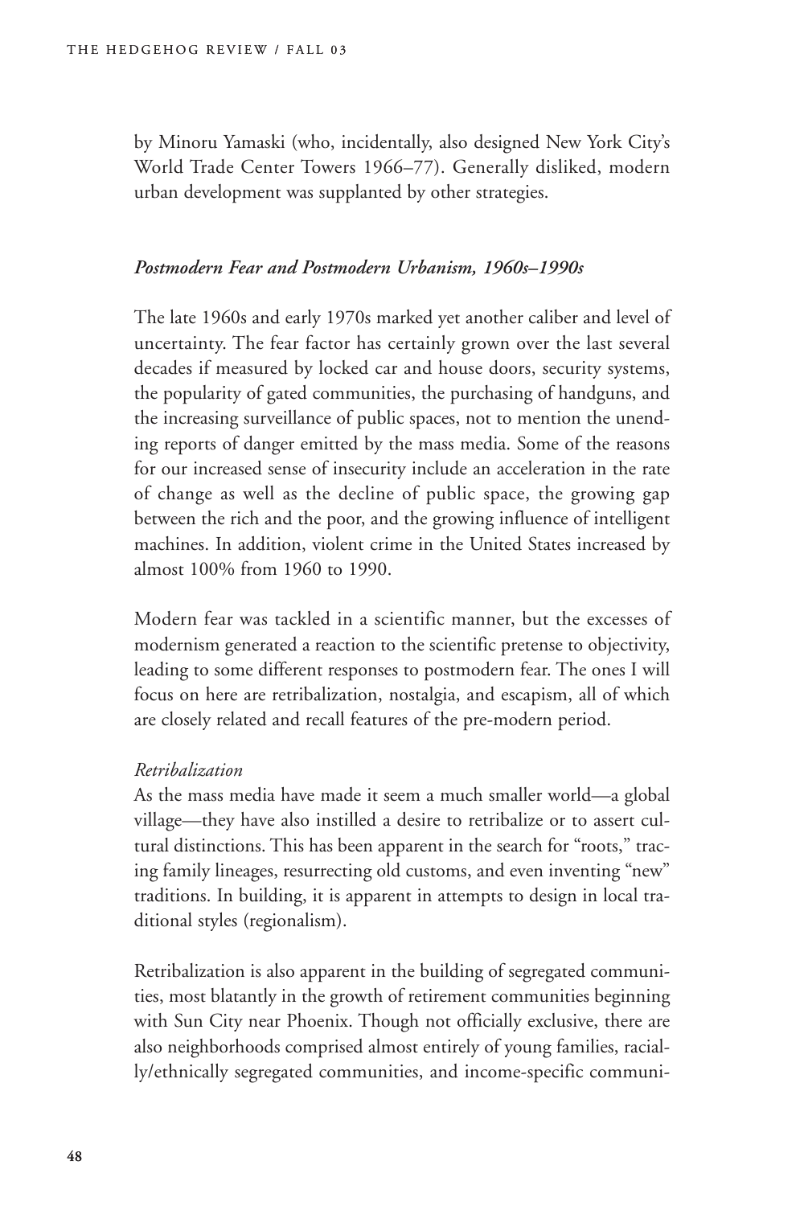by Minoru Yamaski (who, incidentally, also designed New York City's World Trade Center Towers 1966–77). Generally disliked, modern urban development was supplanted by other strategies.

### *Postmodern Fear and Postmodern Urbanism, 1960s–1990s*

The late 1960s and early 1970s marked yet another caliber and level of uncertainty. The fear factor has certainly grown over the last several decades if measured by locked car and house doors, security systems, the popularity of gated communities, the purchasing of handguns, and the increasing surveillance of public spaces, not to mention the unending reports of danger emitted by the mass media. Some of the reasons for our increased sense of insecurity include an acceleration in the rate of change as well as the decline of public space, the growing gap between the rich and the poor, and the growing influence of intelligent machines. In addition, violent crime in the United States increased by almost 100% from 1960 to 1990.

Modern fear was tackled in a scientific manner, but the excesses of modernism generated a reaction to the scientific pretense to objectivity, leading to some different responses to postmodern fear. The ones I will focus on here are retribalization, nostalgia, and escapism, all of which are closely related and recall features of the pre-modern period.

#### *Retribalization*

As the mass media have made it seem a much smaller world—a global village—they have also instilled a desire to retribalize or to assert cultural distinctions. This has been apparent in the search for "roots," tracing family lineages, resurrecting old customs, and even inventing "new" traditions. In building, it is apparent in attempts to design in local traditional styles (regionalism).

Retribalization is also apparent in the building of segregated communities, most blatantly in the growth of retirement communities beginning with Sun City near Phoenix. Though not officially exclusive, there are also neighborhoods comprised almost entirely of young families, racially/ethnically segregated communities, and income-specific communi-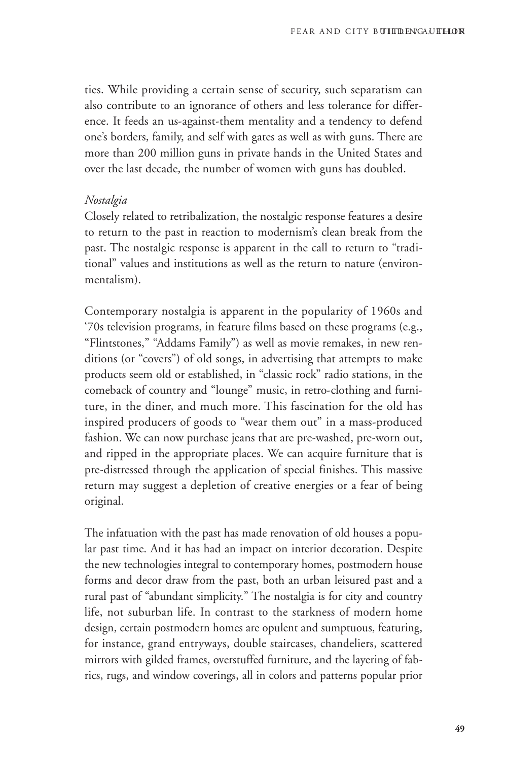ties. While providing a certain sense of security, such separatism can also contribute to an ignorance of others and less tolerance for difference. It feeds an us-against-them mentality and a tendency to defend one's borders, family, and self with gates as well as with guns. There are more than 200 million guns in private hands in the United States and over the last decade, the number of women with guns has doubled.

*Nostalgia*

Closely related to retribalization, the nostalgic response features a desire to return to the past in reaction to modernism's clean break from the past. The nostalgic response is apparent in the call to return to "traditional" values and institutions as well as the return to nature (environmentalism).

Contemporary nostalgia is apparent in the popularity of 1960s and '70s television programs, in feature films based on these programs (e.g., "Flintstones," "Addams Family") as well as movie remakes, in new renditions (or "covers") of old songs, in advertising that attempts to make products seem old or established, in "classic rock" radio stations, in the comeback of country and "lounge" music, in retro-clothing and furniture, in the diner, and much more. This fascination for the old has inspired producers of goods to "wear them out" in a mass-produced fashion. We can now purchase jeans that are pre-washed, pre-worn out, and ripped in the appropriate places. We can acquire furniture that is pre-distressed through the application of special finishes. This massive return may suggest a depletion of creative energies or a fear of being original.

The infatuation with the past has made renovation of old houses a popular past time. And it has had an impact on interior decoration. Despite the new technologies integral to contemporary homes, postmodern house forms and decor draw from the past, both an urban leisured past and a rural past of "abundant simplicity." The nostalgia is for city and country life, not suburban life. In contrast to the starkness of modern home design, certain postmodern homes are opulent and sumptuous, featuring, for instance, grand entryways, double staircases, chandeliers, scattered mirrors with gilded frames, overstuffed furniture, and the layering of fabrics, rugs, and window coverings, all in colors and patterns popular prior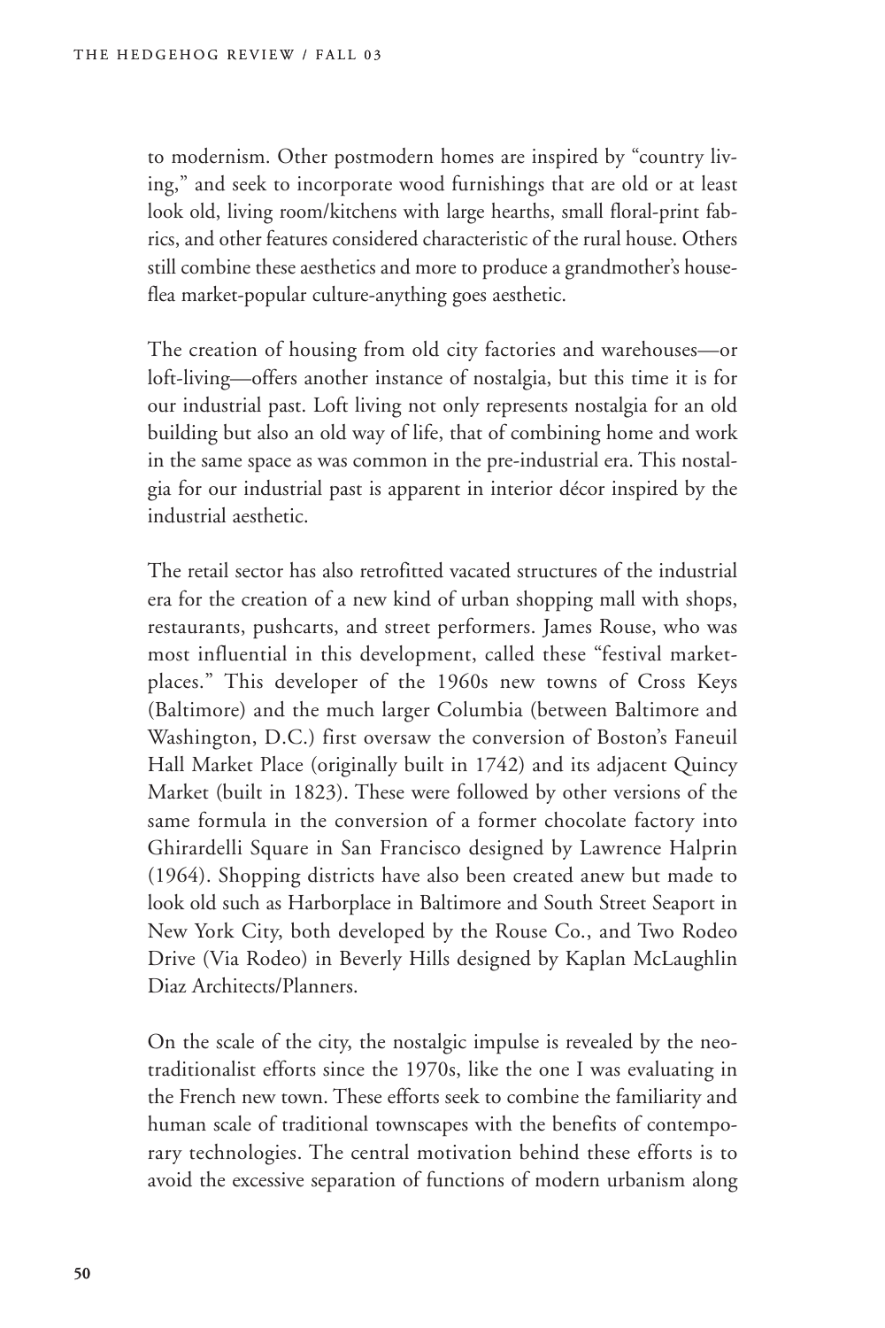to modernism. Other postmodern homes are inspired by "country living," and seek to incorporate wood furnishings that are old or at least look old, living room/kitchens with large hearths, small floral-print fabrics, and other features considered characteristic of the rural house. Others still combine these aesthetics and more to produce a grandmother's house-flea market-popular culture-anything goes aesthetic.

The creation of housing from old city factories and warehouses—or loft-living—offers another instance of nostalgia, but this time it is for our industrial past. Loft living not only represents nostalgia for an old building but also an old way of life, that of combining home and work in the same space as was common in the pre-industrial era. This nostalgia for our industrial past is apparent in interior décor inspired by the industrial aesthetic.

The retail sector has also retrofitted vacated structures of the industrial era for the creation of a new kind of urban shopping mall with shops, restaurants, pushcarts, and street performers. James Rouse, who was most influential in this development, called these "festival marketplaces." This developer of the 1960s new towns of Cross Keys (Baltimore) and the much larger Columbia (between Baltimore and Washington, D.C.) first oversaw the conversion of Boston's Faneuil Hall Market Place (originally built in 1742) and its adjacent Quincy Market (built in 1823). These were followed by other versions of the same formula in the conversion of a former chocolate factory into Ghirardelli Square in San Francisco designed by Lawrence Halprin (1964). Shopping districts have also been created anew but made to look old such as Harborplace in Baltimore and South Street Seaport in New York City, both developed by the Rouse Co., and Two Rodeo Drive (Via Rodeo) in Beverly Hills designed by Kaplan McLaughlin Diaz Architects/Planners.

On the scale of the city, the nostalgic impulse is revealed by the neo-traditionalist efforts since the 1970s, like the one I was evaluating in the French new town. These efforts seek to combine the familiarity and human scale of traditional townscapes with the benefits of contemporary technologies. The central motivation behind these efforts is to avoid the excessive separation of functions of modern urbanism along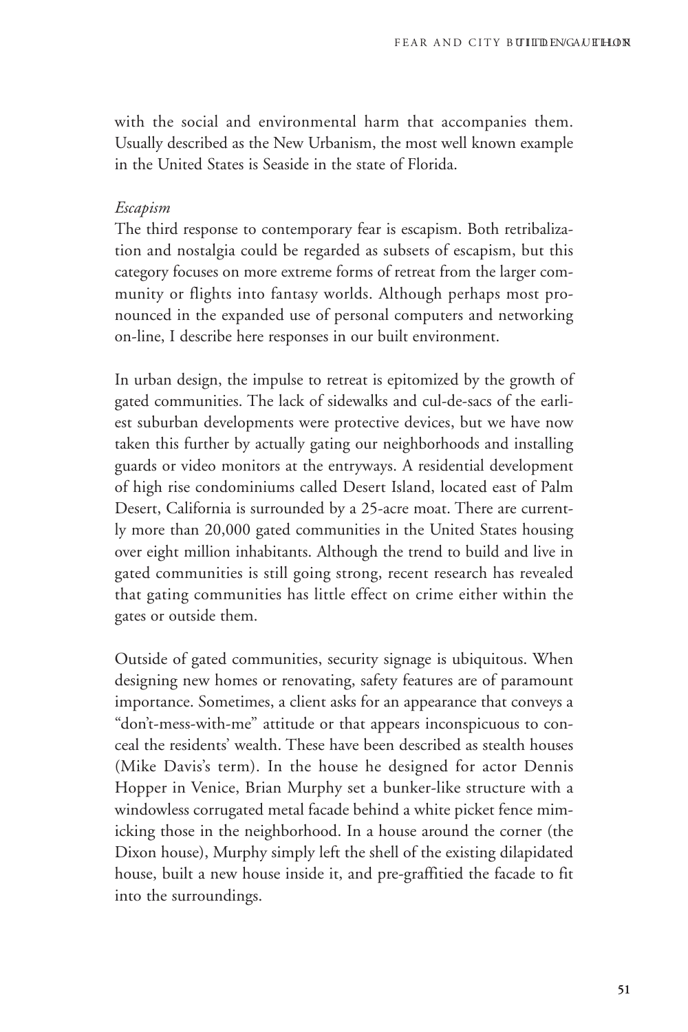with the social and environmental harm that accompanies them. Usually described as the New Urbanism, the most well known example in the United States is Seaside in the state of Florida.

*Escapism*

The third response to contemporary fear is escapism. Both retribalization and nostalgia could be regarded as subsets of escapism, but this category focuses on more extreme forms of retreat from the larger community or flights into fantasy worlds. Although perhaps most pronounced in the expanded use of personal computers and networking on-line, I describe here responses in our built environment.

In urban design, the impulse to retreat is epitomized by the growth of gated communities. The lack of sidewalks and cul-de-sacs of the earliest suburban developments were protective devices, but we have now taken this further by actually gating our neighborhoods and installing guards or video monitors at the entryways. A residential development of high rise condominiums called Desert Island, located east of Palm Desert, California is surrounded by a 25-acre moat. There are currently more than 20,000 gated communities in the United States housing over eight million inhabitants. Although the trend to build and live in gated communities is still going strong, recent research has revealed that gating communities has little effect on crime either within the gates or outside them.

Outside of gated communities, security signage is ubiquitous. When designing new homes or renovating, safety features are of paramount importance. Sometimes, a client asks for an appearance that conveys a "don't-mess-with-me" attitude or that appears inconspicuous to conceal the residents' wealth. These have been described as stealth houses (Mike Davis's term). In the house he designed for actor Dennis Hopper in Venice, Brian Murphy set a bunker-like structure with a windowless corrugated metal facade behind a white picket fence mimicking those in the neighborhood. In a house around the corner (the Dixon house), Murphy simply left the shell of the existing dilapidated house, built a new house inside it, and pre-graffitied the facade to fit into the surroundings.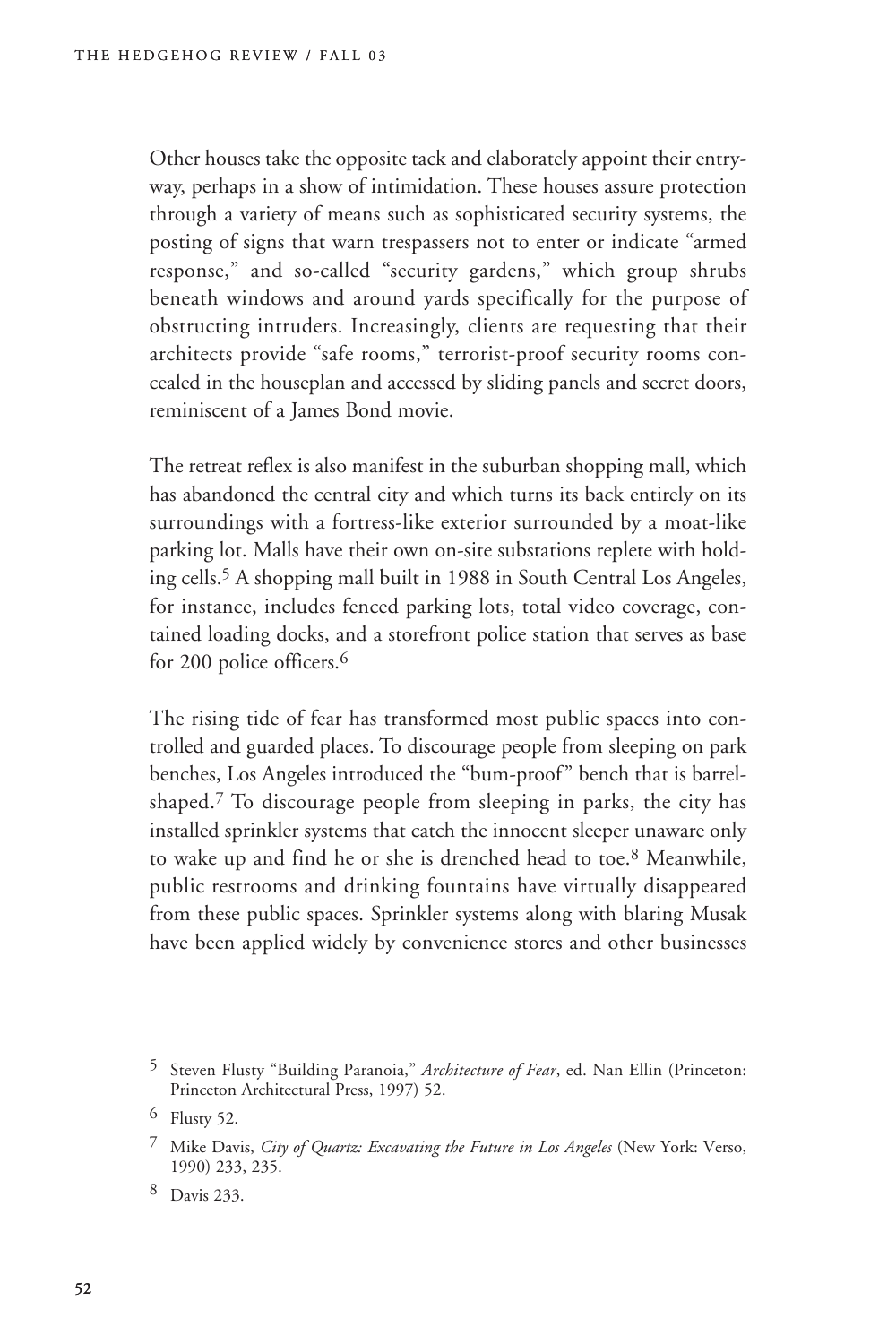Other houses take the opposite tack and elaborately appoint their entryway, perhaps in a show of intimidation. These houses assure protection through a variety of means such as sophisticated security systems, the posting of signs that warn trespassers not to enter or indicate "armed response," and so-called "security gardens," which group shrubs beneath windows and around yards specifically for the purpose of obstructing intruders. Increasingly, clients are requesting that their architects provide "safe rooms," terrorist-proof security rooms concealed in the houseplan and accessed by sliding panels and secret doors, reminiscent of a James Bond movie.

The retreat reflex is also manifest in the suburban shopping mall, which has abandoned the central city and which turns its back entirely on its surroundings with a fortress-like exterior surrounded by a moat-like parking lot. Malls have their own on-site substations replete with holding cells.[5] A shopping mall built in 1988 in South Central Los Angeles, for instance, includes fenced parking lots, total video coverage, contained loading docks, and a storefront police station that serves as base for 200 police officers.[6]

The rising tide of fear has transformed most public spaces into controlled and guarded places. To discourage people from sleeping on park benches, Los Angeles introduced the "bum-proof" bench that is barrel-shaped.[7] To discourage people from sleeping in parks, the city has installed sprinkler systems that catch the innocent sleeper unaware only to wake up and find he or she is drenched head to toe.[8] Meanwhile, public restrooms and drinking fountains have virtually disappeared from these public spaces. Sprinkler systems along with blaring Musak have been applied widely by convenience stores and other businesses

---

[5] Steven Flusty "Building Paranoia," *Architecture of Fear*, ed. Nan Ellin (Princeton: Princeton Architectural Press, 1997) 52.

[6] Flusty 52.

[7] Mike Davis, *City of Quartz: Excavating the Future in Los Angeles* (New York: Verso, 1990) 233, 235.

[8] Davis 233.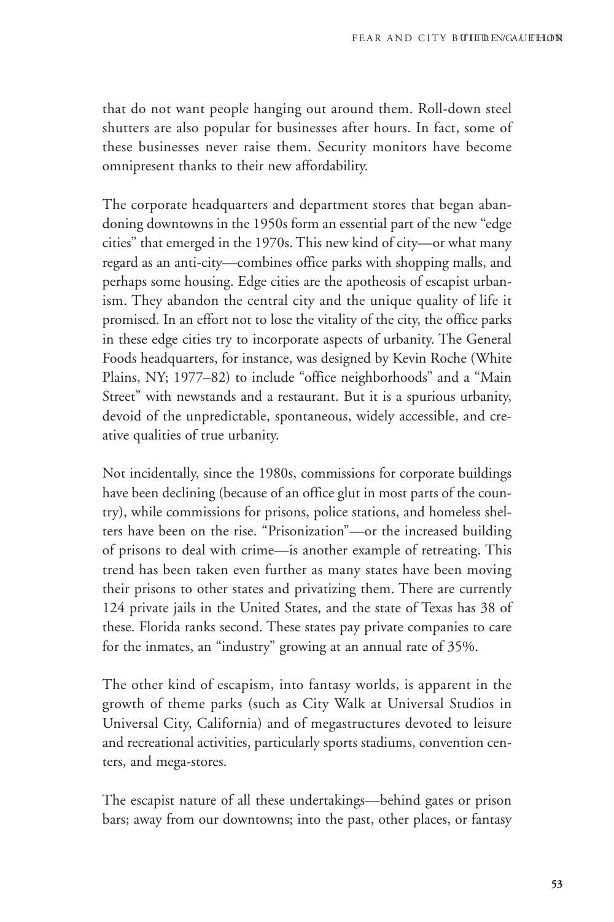that do not want people hanging out around them. Roll-down steel shutters are also popular for businesses after hours. In fact, some of these businesses never raise them. Security monitors have become omnipresent thanks to their new affordability.

The corporate headquarters and department stores that began abandoning downtowns in the 1950s form an essential part of the new "edge cities" that emerged in the 1970s. This new kind of city—or what many regard as an anti-city—combines office parks with shopping malls, and perhaps some housing. Edge cities are the apotheosis of escapist urbanism. They abandon the central city and the unique quality of life it promised. In an effort not to lose the vitality of the city, the office parks in these edge cities try to incorporate aspects of urbanity. The General Foods headquarters, for instance, was designed by Kevin Roche (White Plains, NY; 1977–82) to include "office neighborhoods" and a "Main Street" with newstands and a restaurant. But it is a spurious urbanity, devoid of the unpredictable, spontaneous, widely accessible, and creative qualities of true urbanity.

Not incidentally, since the 1980s, commissions for corporate buildings have been declining (because of an office glut in most parts of the country), while commissions for prisons, police stations, and homeless shelters have been on the rise. "Prisonization"—or the increased building of prisons to deal with crime—is another example of retreating. This trend has been taken even further as many states have been moving their prisons to other states and privatizing them. There are currently 124 private jails in the United States, and the state of Texas has 38 of these. Florida ranks second. These states pay private companies to care for the inmates, an "industry" growing at an annual rate of 35%.

The other kind of escapism, into fantasy worlds, is apparent in the growth of theme parks (such as City Walk at Universal Studios in Universal City, California) and of megastructures devoted to leisure and recreational activities, particularly sports stadiums, convention centers, and mega-stores.

The escapist nature of all these undertakings—behind gates or prison bars; away from our downtowns; into the past, other places, or fantasy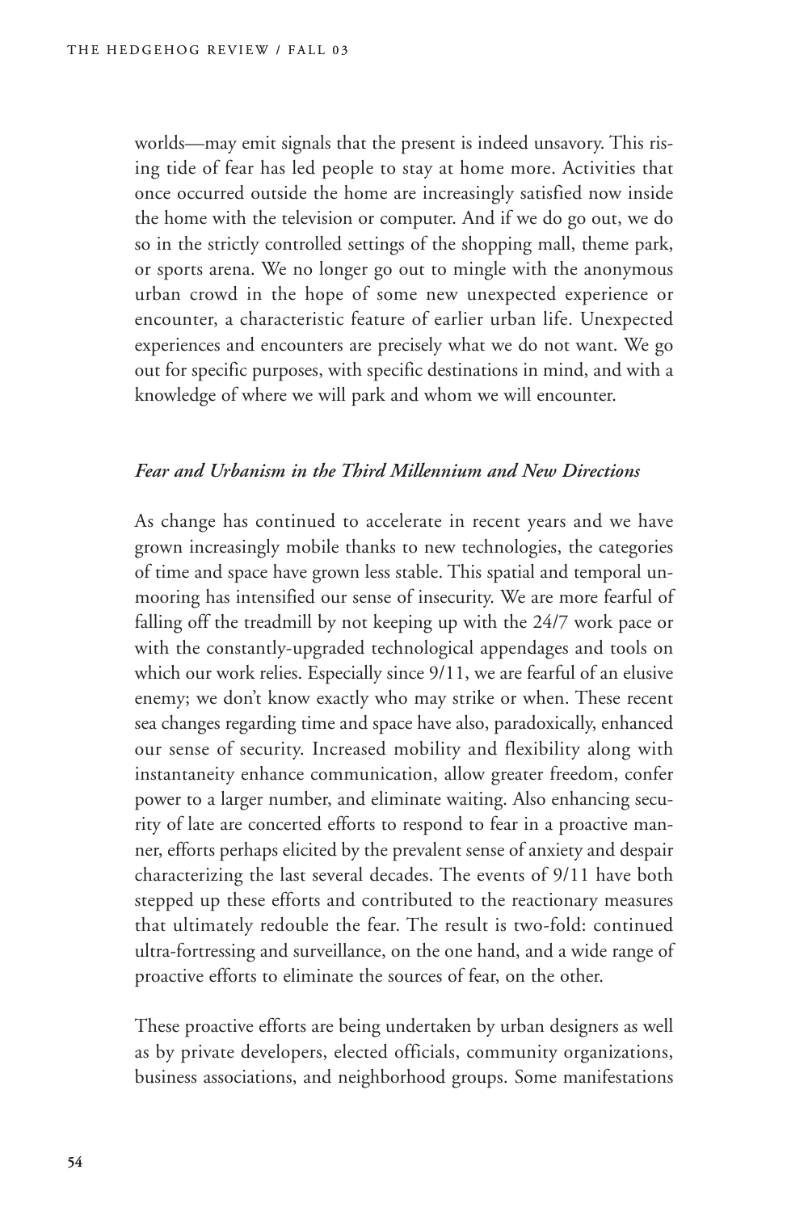worlds—may emit signals that the present is indeed unsavory. This rising tide of fear has led people to stay at home more. Activities that once occurred outside the home are increasingly satisfied now inside the home with the television or computer. And if we do go out, we do so in the strictly controlled settings of the shopping mall, theme park, or sports arena. We no longer go out to mingle with the anonymous urban crowd in the hope of some new unexpected experience or encounter, a characteristic feature of earlier urban life. Unexpected experiences and encounters are precisely what we do not want. We go out for specific purposes, with specific destinations in mind, and with a knowledge of where we will park and whom we will encounter.

### *Fear and Urbanism in the Third Millennium and New Directions*

As change has continued to accelerate in recent years and we have grown increasingly mobile thanks to new technologies, the categories of time and space have grown less stable. This spatial and temporal unmooring has intensified our sense of insecurity. We are more fearful of falling off the treadmill by not keeping up with the 24/7 work pace or with the constantly-upgraded technological appendages and tools on which our work relies. Especially since 9/11, we are fearful of an elusive enemy; we don't know exactly who may strike or when. These recent sea changes regarding time and space have also, paradoxically, enhanced our sense of security. Increased mobility and flexibility along with instantaneity enhance communication, allow greater freedom, confer power to a larger number, and eliminate waiting. Also enhancing security of late are concerted efforts to respond to fear in a proactive manner, efforts perhaps elicited by the prevalent sense of anxiety and despair characterizing the last several decades. The events of 9/11 have both stepped up these efforts and contributed to the reactionary measures that ultimately redouble the fear. The result is two-fold: continued ultra-fortressing and surveillance, on the one hand, and a wide range of proactive efforts to eliminate the sources of fear, on the other.

These proactive efforts are being undertaken by urban designers as well as by private developers, elected officials, community organizations, business associations, and neighborhood groups. Some manifestations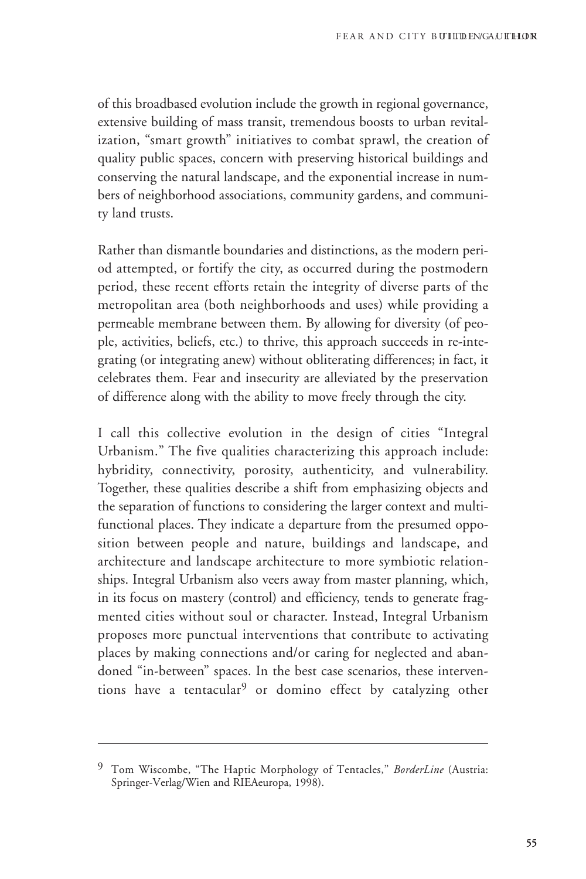of this broadbased evolution include the growth in regional governance, extensive building of mass transit, tremendous boosts to urban revitalization, "smart growth" initiatives to combat sprawl, the creation of quality public spaces, concern with preserving historical buildings and conserving the natural landscape, and the exponential increase in numbers of neighborhood associations, community gardens, and community land trusts.

Rather than dismantle boundaries and distinctions, as the modern period attempted, or fortify the city, as occurred during the postmodern period, these recent efforts retain the integrity of diverse parts of the metropolitan area (both neighborhoods and uses) while providing a permeable membrane between them. By allowing for diversity (of people, activities, beliefs, etc.) to thrive, this approach succeeds in re-integrating (or integrating anew) without obliterating differences; in fact, it celebrates them. Fear and insecurity are alleviated by the preservation of difference along with the ability to move freely through the city.

I call this collective evolution in the design of cities "Integral Urbanism." The five qualities characterizing this approach include: hybridity, connectivity, porosity, authenticity, and vulnerability. Together, these qualities describe a shift from emphasizing objects and the separation of functions to considering the larger context and multifunctional places. They indicate a departure from the presumed opposition between people and nature, buildings and landscape, and architecture and landscape architecture to more symbiotic relationships. Integral Urbanism also veers away from master planning, which, in its focus on mastery (control) and efficiency, tends to generate fragmented cities without soul or character. Instead, Integral Urbanism proposes more punctual interventions that contribute to activating places by making connections and/or caring for neglected and abandoned "in-between" spaces. In the best case scenarios, these interventions have a tentacular[9] or domino effect by catalyzing other

---

[9] Tom Wiscombe, "The Haptic Morphology of Tentacles," *BorderLine* (Austria: Springer-Verlag/Wien and RIEAeuropa, 1998).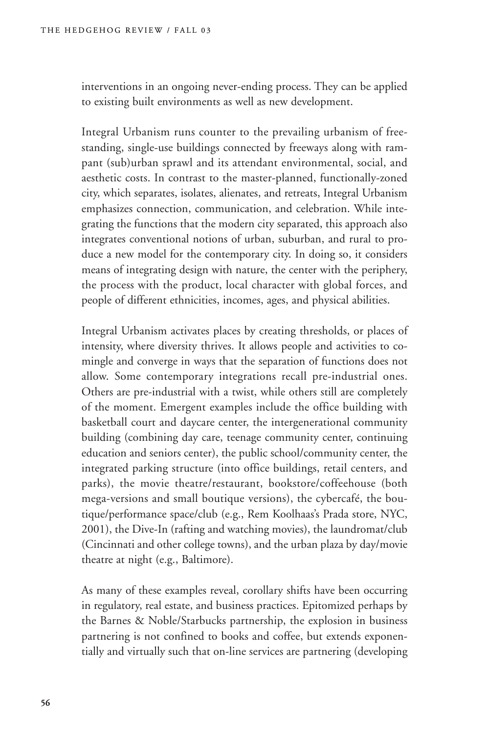interventions in an ongoing never-ending process. They can be applied to existing built environments as well as new development.

Integral Urbanism runs counter to the prevailing urbanism of free-standing, single-use buildings connected by freeways along with rampant (sub)urban sprawl and its attendant environmental, social, and aesthetic costs. In contrast to the master-planned, functionally-zoned city, which separates, isolates, alienates, and retreats, Integral Urbanism emphasizes connection, communication, and celebration. While integrating the functions that the modern city separated, this approach also integrates conventional notions of urban, suburban, and rural to produce a new model for the contemporary city. In doing so, it considers means of integrating design with nature, the center with the periphery, the process with the product, local character with global forces, and people of different ethnicities, incomes, ages, and physical abilities.

Integral Urbanism activates places by creating thresholds, or places of intensity, where diversity thrives. It allows people and activities to comingle and converge in ways that the separation of functions does not allow. Some contemporary integrations recall pre-industrial ones. Others are pre-industrial with a twist, while others still are completely of the moment. Emergent examples include the office building with basketball court and daycare center, the intergenerational community building (combining day care, teenage community center, continuing education and seniors center), the public school/community center, the integrated parking structure (into office buildings, retail centers, and parks), the movie theatre/restaurant, bookstore/coffeehouse (both mega-versions and small boutique versions), the cybercafé, the boutique/performance space/club (e.g., Rem Koolhaas's Prada store, NYC, 2001), the Dive-In (rafting and watching movies), the laundromat/club (Cincinnati and other college towns), and the urban plaza by day/movie theatre at night (e.g., Baltimore).

As many of these examples reveal, corollary shifts have been occurring in regulatory, real estate, and business practices. Epitomized perhaps by the Barnes & Noble/Starbucks partnership, the explosion in business partnering is not confined to books and coffee, but extends exponentially and virtually such that on-line services are partnering (developing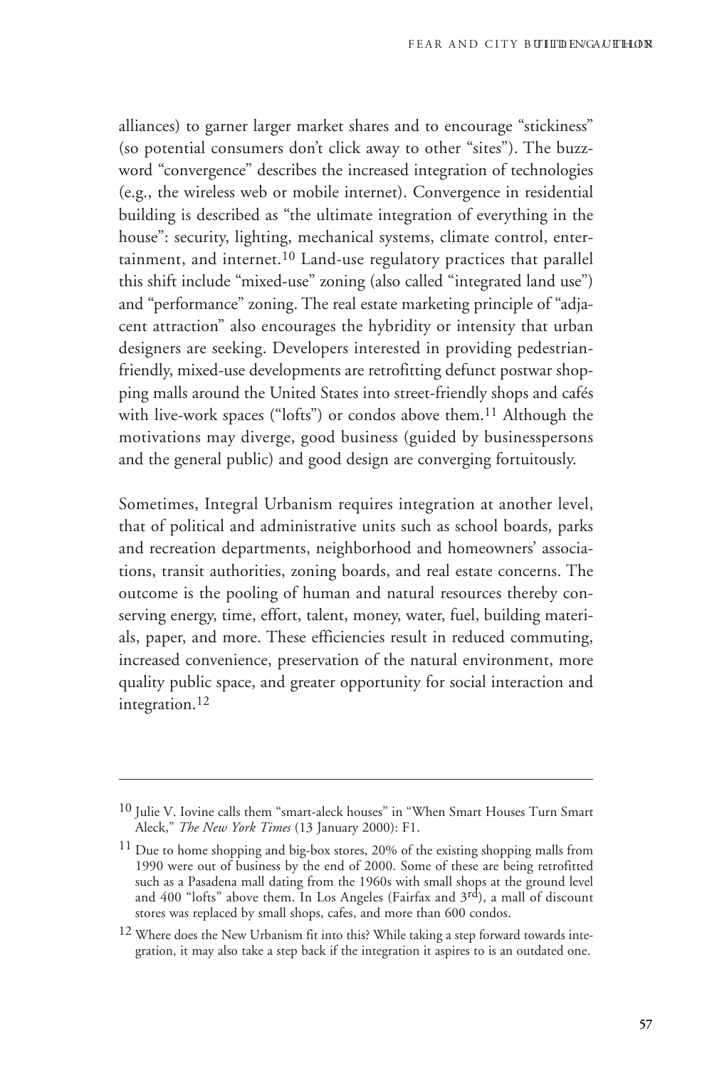alliances) to garner larger market shares and to encourage "stickiness" (so potential consumers don't click away to other "sites"). The buzzword "convergence" describes the increased integration of technologies (e.g., the wireless web or mobile internet). Convergence in residential building is described as "the ultimate integration of everything in the house": security, lighting, mechanical systems, climate control, entertainment, and internet.[10] Land-use regulatory practices that parallel this shift include "mixed-use" zoning (also called "integrated land use") and "performance" zoning. The real estate marketing principle of "adjacent attraction" also encourages the hybridity or intensity that urban designers are seeking. Developers interested in providing pedestrian-friendly, mixed-use developments are retrofitting defunct postwar shopping malls around the United States into street-friendly shops and cafés with live-work spaces ("lofts") or condos above them.[11] Although the motivations may diverge, good business (guided by businesspersons and the general public) and good design are converging fortuitously.

Sometimes, Integral Urbanism requires integration at another level, that of political and administrative units such as school boards, parks and recreation departments, neighborhood and homeowners' associations, transit authorities, zoning boards, and real estate concerns. The outcome is the pooling of human and natural resources thereby conserving energy, time, effort, talent, money, water, fuel, building materials, paper, and more. These efficiencies result in reduced commuting, increased convenience, preservation of the natural environment, more quality public space, and greater opportunity for social interaction and integration.[12]

---

[10] Julie V. Iovine calls them "smart-aleck houses" in "When Smart Houses Turn Smart Aleck," *The New York Times* (13 January 2000): F1.

[11] Due to home shopping and big-box stores, 20% of the existing shopping malls from 1990 were out of business by the end of 2000. Some of these are being retrofitted such as a Pasadena mall dating from the 1960s with small shops at the ground level and 400 "lofts" above them. In Los Angeles (Fairfax and 3rd), a mall of discount stores was replaced by small shops, cafes, and more than 600 condos.

[12] Where does the New Urbanism fit into this? While taking a step forward towards integration, it may also take a step back if the integration it aspires to is an outdated one.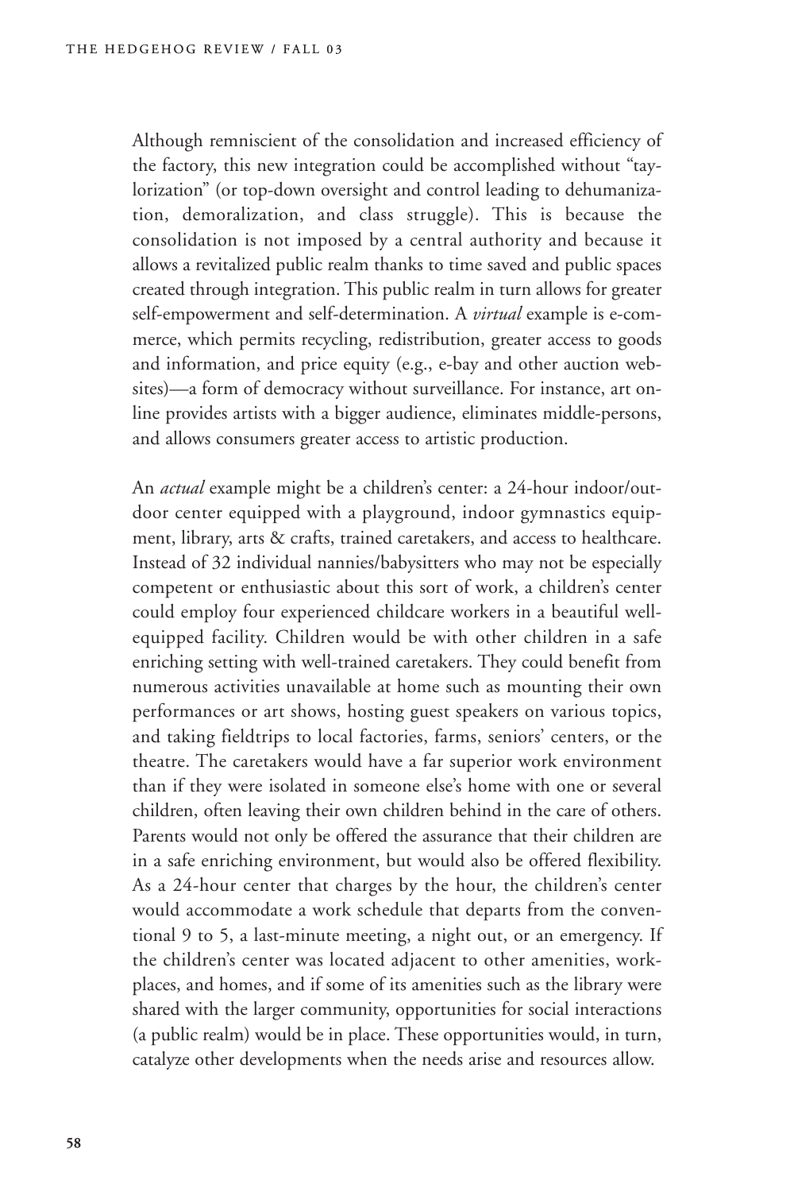Although remniscient of the consolidation and increased efficiency of the factory, this new integration could be accomplished without "taylorization" (or top-down oversight and control leading to dehumanization, demoralization, and class struggle). This is because the consolidation is not imposed by a central authority and because it allows a revitalized public realm thanks to time saved and public spaces created through integration. This public realm in turn allows for greater self-empowerment and self-determination. A *virtual* example is e-commerce, which permits recycling, redistribution, greater access to goods and information, and price equity (e.g., e-bay and other auction websites)—a form of democracy without surveillance. For instance, art online provides artists with a bigger audience, eliminates middle-persons, and allows consumers greater access to artistic production.

An *actual* example might be a children's center: a 24-hour indoor/outdoor center equipped with a playground, indoor gymnastics equipment, library, arts & crafts, trained caretakers, and access to healthcare. Instead of 32 individual nannies/babysitters who may not be especially competent or enthusiastic about this sort of work, a children's center could employ four experienced childcare workers in a beautiful well-equipped facility. Children would be with other children in a safe enriching setting with well-trained caretakers. They could benefit from numerous activities unavailable at home such as mounting their own performances or art shows, hosting guest speakers on various topics, and taking fieldtrips to local factories, farms, seniors' centers, or the theatre. The caretakers would have a far superior work environment than if they were isolated in someone else's home with one or several children, often leaving their own children behind in the care of others. Parents would not only be offered the assurance that their children are in a safe enriching environment, but would also be offered flexibility. As a 24-hour center that charges by the hour, the children's center would accommodate a work schedule that departs from the conventional 9 to 5, a last-minute meeting, a night out, or an emergency. If the children's center was located adjacent to other amenities, workplaces, and homes, and if some of its amenities such as the library were shared with the larger community, opportunities for social interactions (a public realm) would be in place. These opportunities would, in turn, catalyze other developments when the needs arise and resources allow.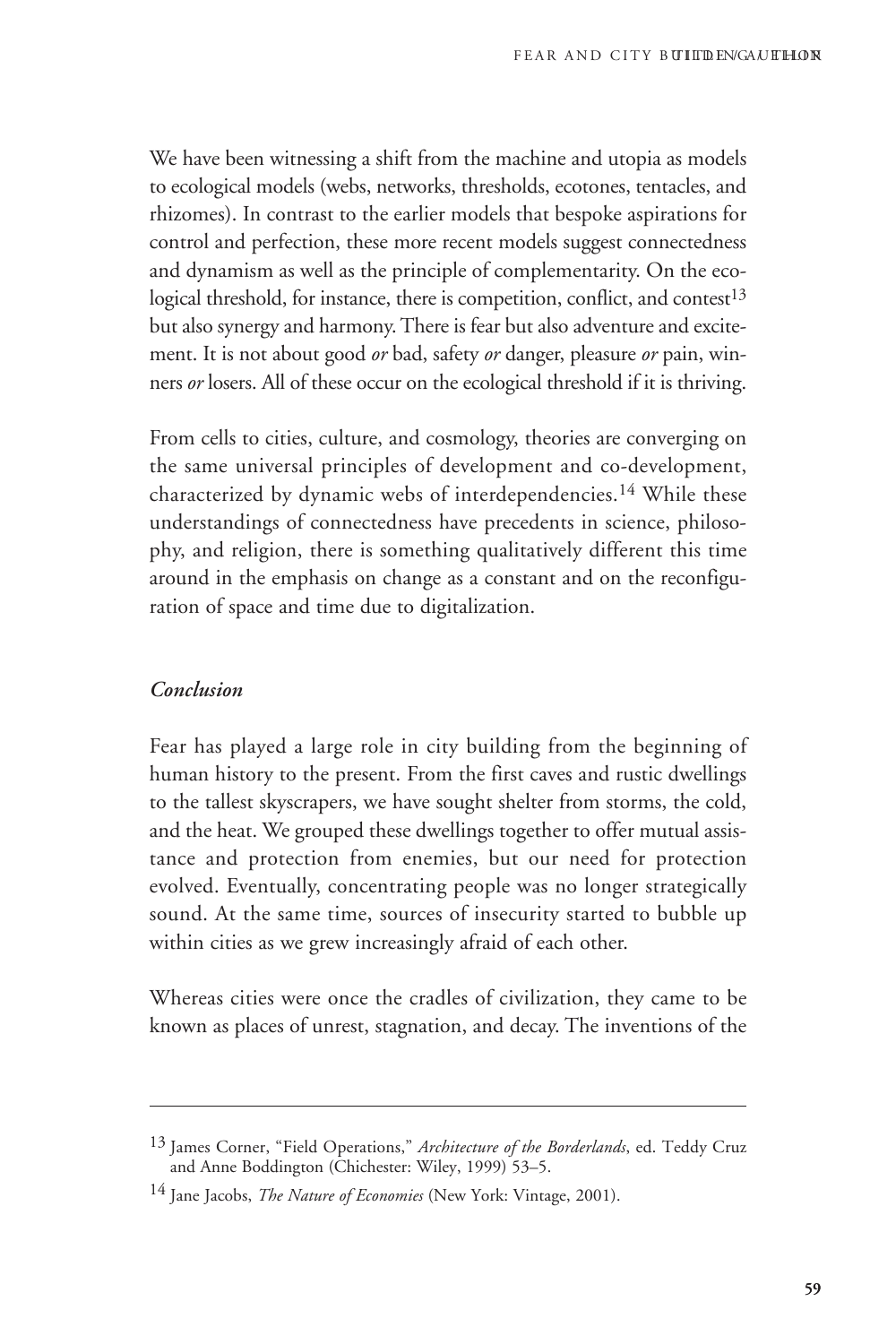We have been witnessing a shift from the machine and utopia as models to ecological models (webs, networks, thresholds, ecotones, tentacles, and rhizomes). In contrast to the earlier models that bespoke aspirations for control and perfection, these more recent models suggest connectedness and dynamism as well as the principle of complementarity. On the ecological threshold, for instance, there is competition, conflict, and contest[13] but also synergy and harmony. There is fear but also adventure and excitement. It is not about good *or* bad, safety *or* danger, pleasure *or* pain, winners *or* losers. All of these occur on the ecological threshold if it is thriving.

From cells to cities, culture, and cosmology, theories are converging on the same universal principles of development and co-development, characterized by dynamic webs of interdependencies.[14] While these understandings of connectedness have precedents in science, philosophy, and religion, there is something qualitatively different this time around in the emphasis on change as a constant and on the reconfiguration of space and time due to digitalization.

### *Conclusion*

Fear has played a large role in city building from the beginning of human history to the present. From the first caves and rustic dwellings to the tallest skyscrapers, we have sought shelter from storms, the cold, and the heat. We grouped these dwellings together to offer mutual assistance and protection from enemies, but our need for protection evolved. Eventually, concentrating people was no longer strategically sound. At the same time, sources of insecurity started to bubble up within cities as we grew increasingly afraid of each other.

Whereas cities were once the cradles of civilization, they came to be known as places of unrest, stagnation, and decay. The inventions of the

---

[13] James Corner, "Field Operations," *Architecture of the Borderlands*, ed. Teddy Cruz and Anne Boddington (Chichester: Wiley, 1999) 53–5.

[14] Jane Jacobs, *The Nature of Economies* (New York: Vintage, 2001).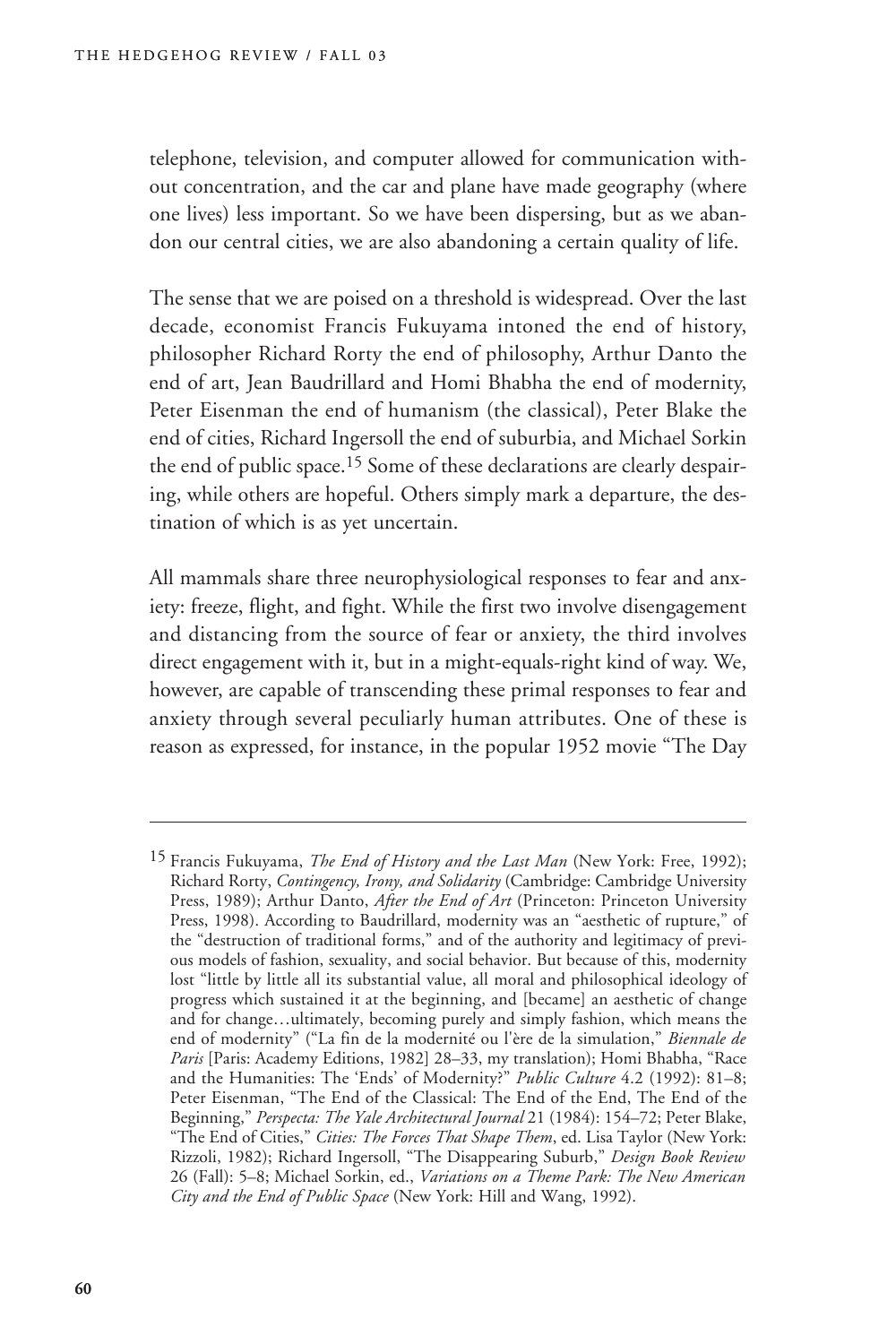telephone, television, and computer allowed for communication without concentration, and the car and plane have made geography (where one lives) less important. So we have been dispersing, but as we abandon our central cities, we are also abandoning a certain quality of life.

The sense that we are poised on a threshold is widespread. Over the last decade, economist Francis Fukuyama intoned the end of history, philosopher Richard Rorty the end of philosophy, Arthur Danto the end of art, Jean Baudrillard and Homi Bhabha the end of modernity, Peter Eisenman the end of humanism (the classical), Peter Blake the end of cities, Richard Ingersoll the end of suburbia, and Michael Sorkin the end of public space.[15] Some of these declarations are clearly despairing, while others are hopeful. Others simply mark a departure, the destination of which is as yet uncertain.

All mammals share three neurophysiological responses to fear and anxiety: freeze, flight, and fight. While the first two involve disengagement and distancing from the source of fear or anxiety, the third involves direct engagement with it, but in a might-equals-right kind of way. We, however, are capable of transcending these primal responses to fear and anxiety through several peculiarly human attributes. One of these is reason as expressed, for instance, in the popular 1952 movie "The Day

---

[15] Francis Fukuyama, *The End of History and the Last Man* (New York: Free, 1992); Richard Rorty, *Contingency, Irony, and Solidarity* (Cambridge: Cambridge University Press, 1989); Arthur Danto, *After the End of Art* (Princeton: Princeton University Press, 1998). According to Baudrillard, modernity was an "aesthetic of rupture," of the "destruction of traditional forms," and of the authority and legitimacy of previous models of fashion, sexuality, and social behavior. But because of this, modernity lost "little by little all its substantial value, all moral and philosophical ideology of progress which sustained it at the beginning, and [became] an aesthetic of change and for change…ultimately, becoming purely and simply fashion, which means the end of modernity" ("La fin de la modernité ou l'ère de la simulation," *Biennale de Paris* [Paris: Academy Editions, 1982] 28–33, my translation); Homi Bhabha, "Race and the Humanities: The 'Ends' of Modernity?" *Public Culture* 4.2 (1992): 81–8; Peter Eisenman, "The End of the Classical: The End of the End, The End of the Beginning," *Perspecta: The Yale Architectural Journal* 21 (1984): 154–72; Peter Blake, "The End of Cities," *Cities: The Forces That Shape Them*, ed. Lisa Taylor (New York: Rizzoli, 1982); Richard Ingersoll, "The Disappearing Suburb," *Design Book Review* 26 (Fall): 5–8; Michael Sorkin, ed., *Variations on a Theme Park: The New American City and the End of Public Space* (New York: Hill and Wang, 1992).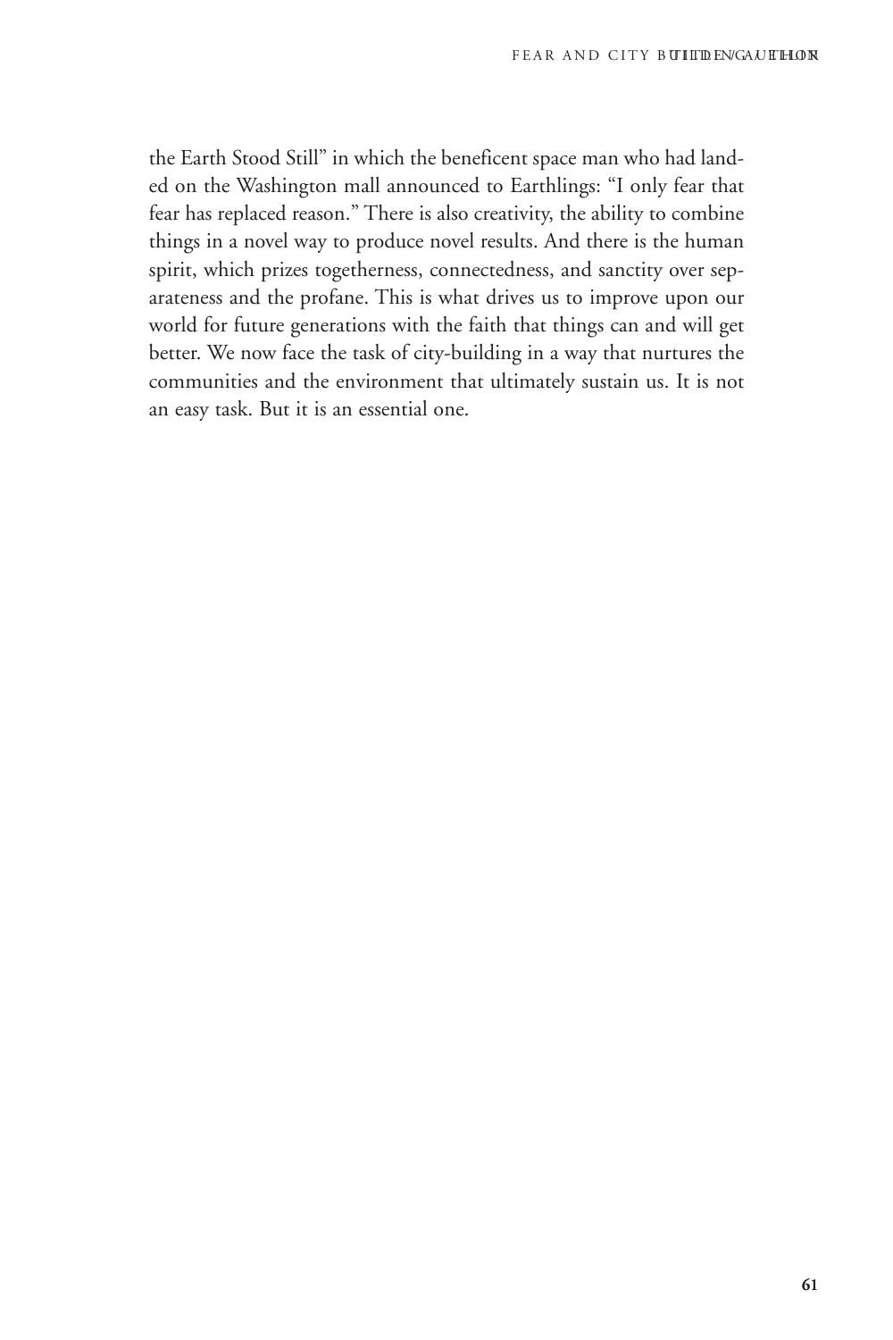the Earth Stood Still" in which the beneficent space man who had landed on the Washington mall announced to Earthlings: "I only fear that fear has replaced reason." There is also creativity, the ability to combine things in a novel way to produce novel results. And there is the human spirit, which prizes togetherness, connectedness, and sanctity over separateness and the profane. This is what drives us to improve upon our world for future generations with the faith that things can and will get better. We now face the task of city-building in a way that nurtures the communities and the environment that ultimately sustain us. It is not an easy task. But it is an essential one.